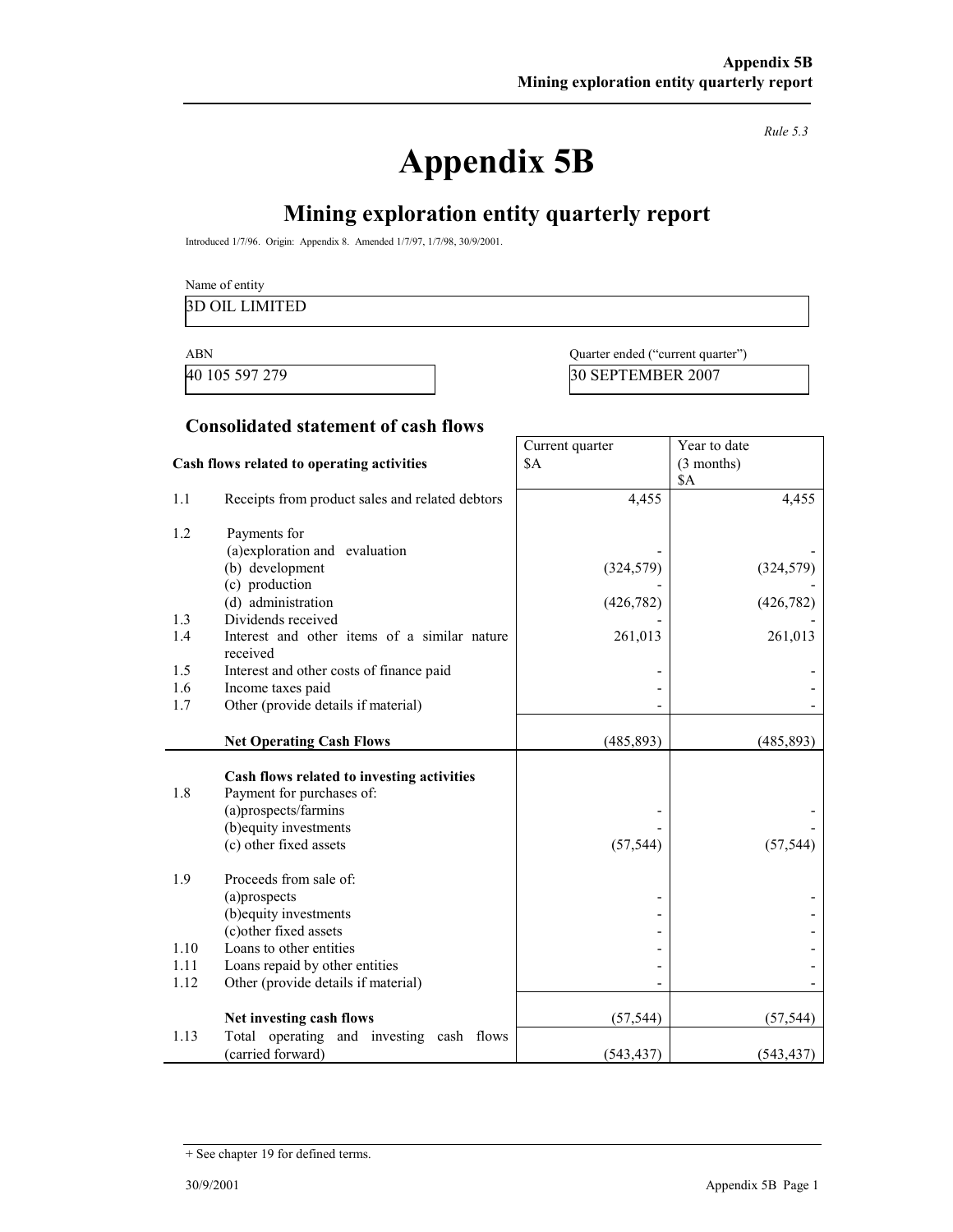*Rule 5.3*

# Appendix 5B

## Mining exploration entity quarterly report

Introduced 1/7/96. Origin: Appendix 8. Amended 1/7/97, 1/7/98, 30/9/2001.

Name of entity

3D OIL LIMITED

| ABN | Quarter ended ("current quarter") |
|---|---|
| 40 105 597 279 | 30 SEPTEMBER 2007 |

### Consolidated statement of cash flows

| | Cash flows related to operating activities | Current quarter $A | Year to date (3 months) $A |
|---|---|---|---|
| 1.1 | Receipts from product sales and related debtors | 4,455 | 4,455 |
| 1.2 | Payments for | | |
| | (a)exploration and evaluation | - | - |
| | (b) development | (324,579) | (324,579) |
| | (c) production | - | - |
| | (d) administration | (426,782) | (426,782) |
| 1.3 | Dividends received | - | - |
| 1.4 | Interest and other items of a similar nature received | 261,013 | 261,013 |
| 1.5 | Interest and other costs of finance paid | - | - |
| 1.6 | Income taxes paid | - | - |
| 1.7 | Other (provide details if material) | - | - |
| | **Net Operating Cash Flows** | (485,893) | (485,893) |
| | **Cash flows related to investing activities** | | |
| 1.8 | Payment for purchases of: | | |
| | (a)prospects/farmins | - | - |
| | (b)equity investments | - | - |
| | (c) other fixed assets | (57,544) | (57,544) |
| 1.9 | Proceeds from sale of: | | |
| | (a)prospects | - | - |
| | (b)equity investments | - | - |
| | (c)other fixed assets | - | - |
| 1.10 | Loans to other entities | - | - |
| 1.11 | Loans repaid by other entities | - | - |
| 1.12 | Other (provide details if material) | - | - |
| | **Net investing cash flows** | (57,544) | (57,544) |
| 1.13 | Total operating and investing cash flows (carried forward) | (543,437) | (543,437) |

+ See chapter 19 for defined terms.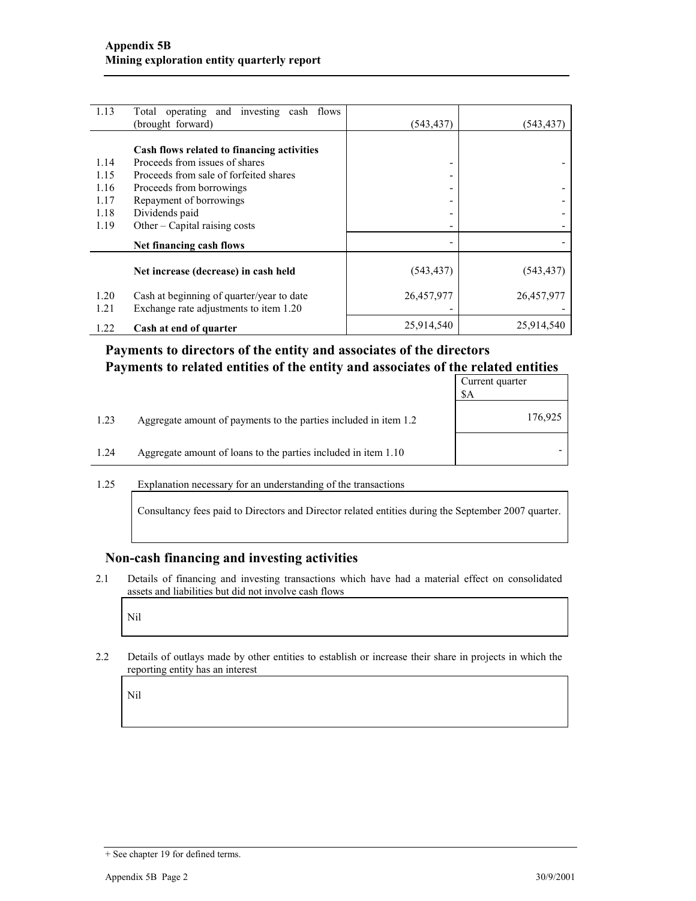| | | | |
|---|---|---|---|
| 1.13 | Total operating and investing cash flows (brought forward) | (543,437) | (543,437) |
| | **Cash flows related to financing activities** | | |
| 1.14 | Proceeds from issues of shares | - | - |
| 1.15 | Proceeds from sale of forfeited shares | - | |
| 1.16 | Proceeds from borrowings | - | - |
| 1.17 | Repayment of borrowings | - | - |
| 1.18 | Dividends paid | - | - |
| 1.19 | Other – Capital raising costs | - | - |
| | **Net financing cash flows** | - | - |
| | **Net increase (decrease) in cash held** | (543,437) | (543,437) |
| 1.20 | Cash at beginning of quarter/year to date | 26,457,977 | 26,457,977 |
| 1.21 | Exchange rate adjustments to item 1.20 | - | - |
| 1.22 | **Cash at end of quarter** | 25,914,540 | 25,914,540 |

## Payments to directors of the entity and associates of the directors
## Payments to related entities of the entity and associates of the related entities

| | | Current quarter $A |
|---|---|---|
| 1.23 | Aggregate amount of payments to the parties included in item 1.2 | 176,925 |
| 1.24 | Aggregate amount of loans to the parties included in item 1.10 | - |

1.25 Explanation necessary for an understanding of the transactions

Consultancy fees paid to Directors and Director related entities during the September 2007 quarter.

## Non-cash financing and investing activities

2.1 Details of financing and investing transactions which have had a material effect on consolidated assets and liabilities but did not involve cash flows

Nil

2.2 Details of outlays made by other entities to establish or increase their share in projects in which the reporting entity has an interest

Nil

+ See chapter 19 for defined terms.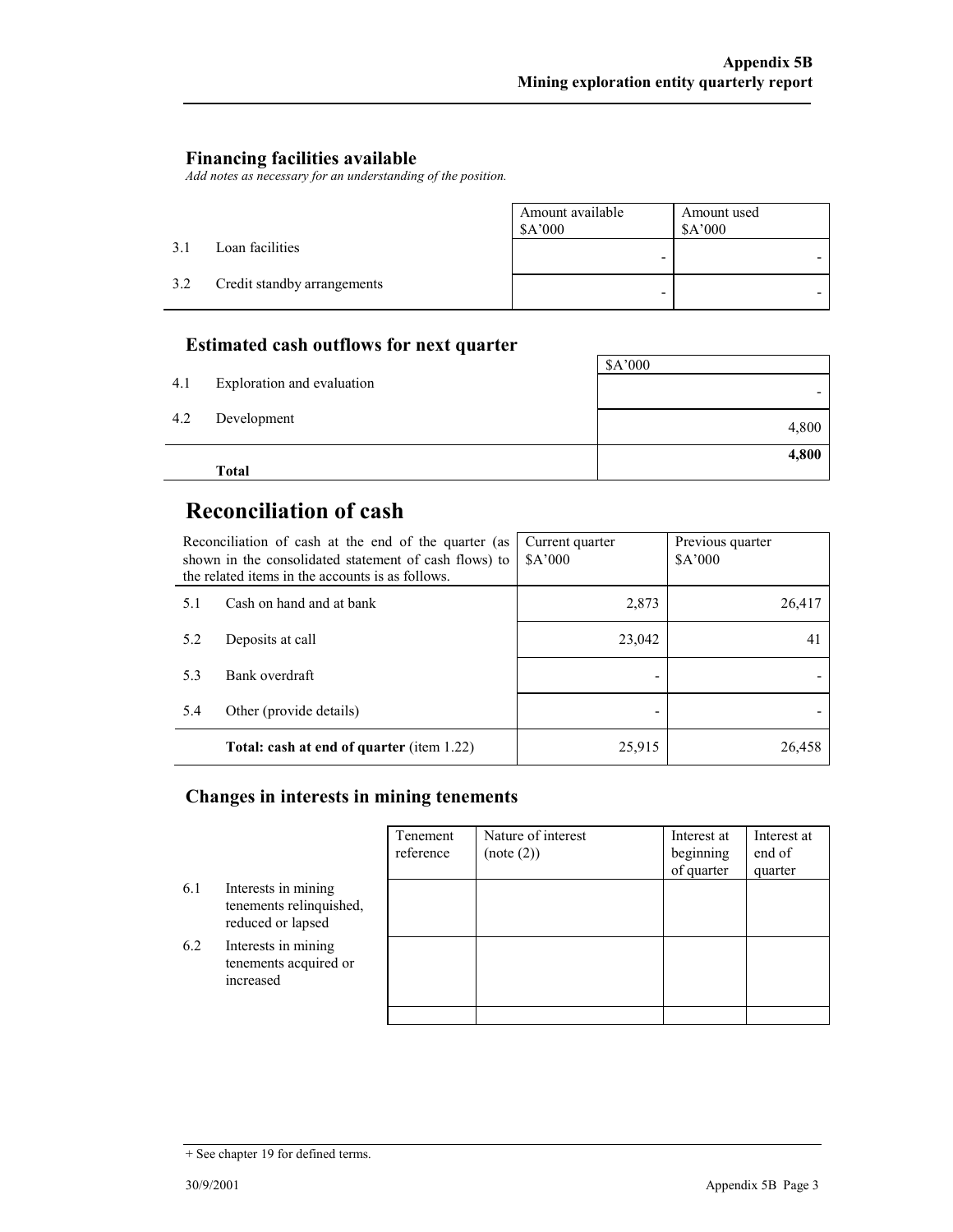## Financing facilities available

*Add notes as necessary for an understanding of the position.*

| | | Amount available $A'000 | Amount used $A'000 |
|---|---|---|---|
| 3.1 | Loan facilities | - | - |
| 3.2 | Credit standby arrangements | - | - |

## Estimated cash outflows for next quarter

| | | $A'000 |
|---|---|---|
| 4.1 | Exploration and evaluation | - |
| 4.2 | Development | 4,800 |
| | **Total** | **4,800** |

# Reconciliation of cash

| Reconciliation of cash at the end of the quarter (as shown in the consolidated statement of cash flows) to the related items in the accounts is as follows. | | Current quarter $A'000 | Previous quarter $A'000 |
|---|---|---|---|
| 5.1 | Cash on hand and at bank | 2,873 | 26,417 |
| 5.2 | Deposits at call | 23,042 | 41 |
| 5.3 | Bank overdraft | - | - |
| 5.4 | Other (provide details) | - | - |
| | **Total: cash at end of quarter** (item 1.22) | 25,915 | 26,458 |

## Changes in interests in mining tenements

| | | Tenement reference | Nature of interest (note (2)) | Interest at beginning of quarter | Interest at end of quarter |
|---|---|---|---|---|---|
| 6.1 | Interests in mining tenements relinquished, reduced or lapsed | | | | |
| 6.2 | Interests in mining tenements acquired or increased | | | | |
| | | | | | |

+ See chapter 19 for defined terms.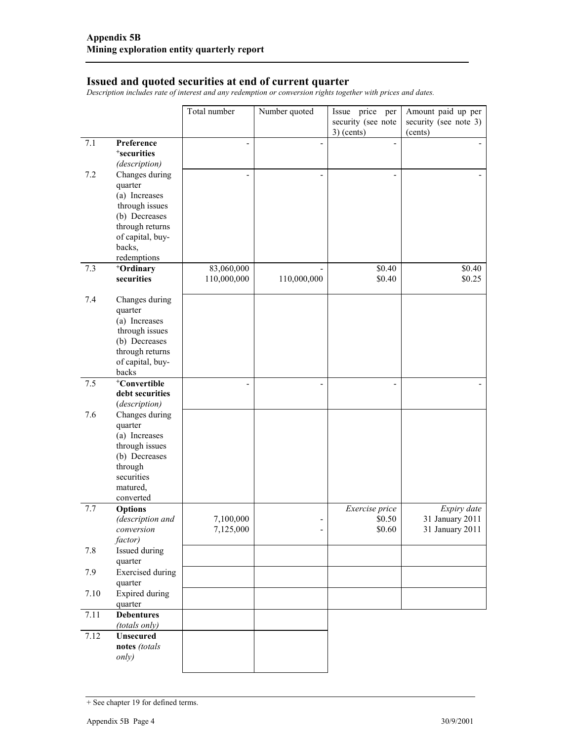## Issued and quoted securities at end of current quarter

*Description includes rate of interest and any redemption or conversion rights together with prices and dates.*

| | | Total number | Number quoted | Issue price per security (see note 3) (cents) | Amount paid up per security (see note 3) (cents) |
|---|---|---|---|---|---|
| 7.1 | **Preference +securities** *(description)* | - | - | - | - |
| 7.2 | Changes during quarter (a) Increases through issues (b) Decreases through returns of capital, buy-backs, redemptions | - | - | - | - |
| 7.3 | **+Ordinary securities** | 83,060,000<br>110,000,000 | -<br>110,000,000 | \$0.40<br>\$0.40 | \$0.40<br>\$0.25 |
| 7.4 | Changes during quarter (a) Increases through issues (b) Decreases through returns of capital, buy-backs | | | | |
| 7.5 | **+Convertible debt securities** *(description)* | - | - | - | - |
| 7.6 | Changes during quarter (a) Increases through issues (b) Decreases through securities matured, converted | | | | |
| 7.7 | **Options** *(description and conversion factor)* | 7,100,000<br>7,125,000 | -<br>- | *Exercise price*<br>\$0.50<br>\$0.60 | *Expiry date*<br>31 January 2011<br>31 January 2011 |
| 7.8 | Issued during quarter | | | | |
| 7.9 | Exercised during quarter | | | | |
| 7.10 | Expired during quarter | | | | |
| 7.11 | **Debentures** *(totals only)* | | | | |
| 7.12 | **Unsecured notes** *(totals only)* | | | | |

+ See chapter 19 for defined terms.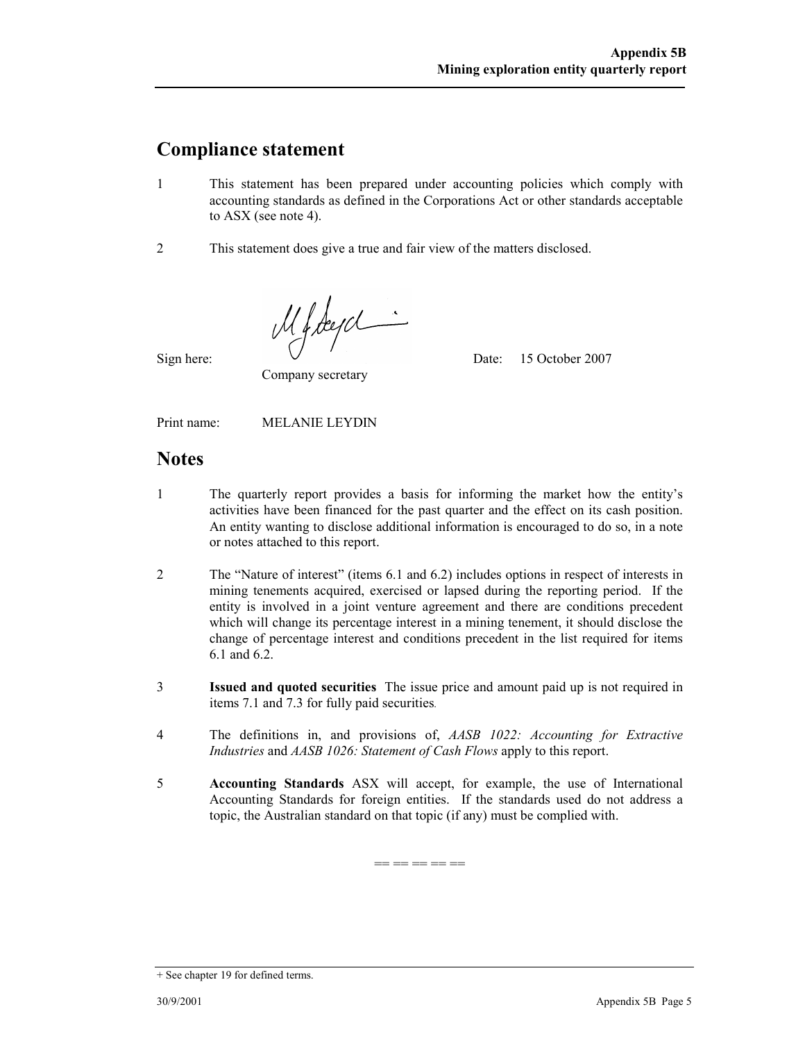## Compliance statement

1 This statement has been prepared under accounting policies which comply with accounting standards as defined in the Corporations Act or other standards acceptable to ASX (see note 4).

2 This statement does give a true and fair view of the matters disclosed.

Sign here: Date: 15 October 2007
Company secretary

Print name: MELANIE LEYDIN

## Notes

1 The quarterly report provides a basis for informing the market how the entity's activities have been financed for the past quarter and the effect on its cash position. An entity wanting to disclose additional information is encouraged to do so, in a note or notes attached to this report.

2 The "Nature of interest" (items 6.1 and 6.2) includes options in respect of interests in mining tenements acquired, exercised or lapsed during the reporting period. If the entity is involved in a joint venture agreement and there are conditions precedent which will change its percentage interest in a mining tenement, it should disclose the change of percentage interest and conditions precedent in the list required for items 6.1 and 6.2.

3 **Issued and quoted securities** The issue price and amount paid up is not required in items 7.1 and 7.3 for fully paid securities.

4 The definitions in, and provisions of, *AASB 1022: Accounting for Extractive Industries* and *AASB 1026: Statement of Cash Flows* apply to this report.

5 **Accounting Standards** ASX will accept, for example, the use of International Accounting Standards for foreign entities. If the standards used do not address a topic, the Australian standard on that topic (if any) must be complied with.

== == == == ==

+ See chapter 19 for defined terms.